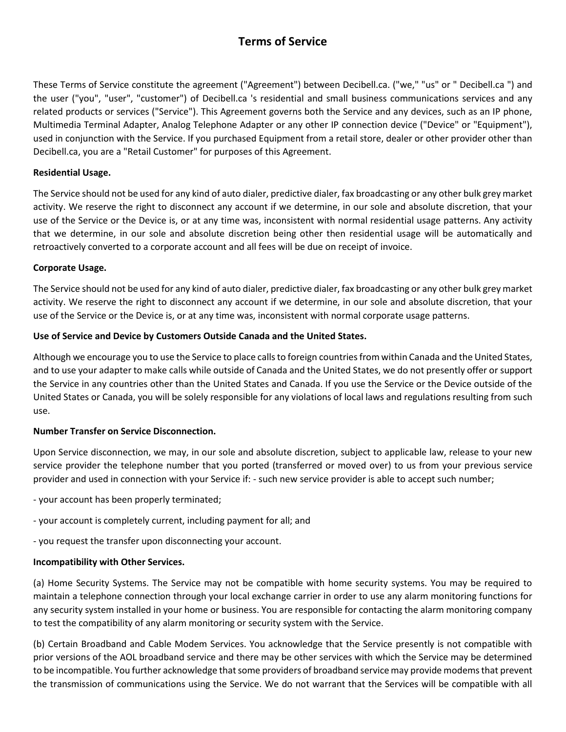# Terms of Service

These Terms of Service constitute the agreement ("Agreement") between Decibell.ca. ("we," "us" or " Decibell.ca ") and the user ("you", "user", "customer") of Decibell.ca 's residential and small business communications services and any related products or services ("Service"). This Agreement governs both the Service and any devices, such as an IP phone, Multimedia Terminal Adapter, Analog Telephone Adapter or any other IP connection device ("Device" or "Equipment"), used in conjunction with the Service. If you purchased Equipment from a retail store, dealer or other provider other than Decibell.ca, you are a "Retail Customer" for purposes of this Agreement.

**Residential Usage.**

The Service should not be used for any kind of auto dialer, predictive dialer, fax broadcasting or any other bulk grey market activity. We reserve the right to disconnect any account if we determine, in our sole and absolute discretion, that your use of the Service or the Device is, or at any time was, inconsistent with normal residential usage patterns. Any activity that we determine, in our sole and absolute discretion being other then residential usage will be automatically and retroactively converted to a corporate account and all fees will be due on receipt of invoice.

**Corporate Usage.**

The Service should not be used for any kind of auto dialer, predictive dialer, fax broadcasting or any other bulk grey market activity. We reserve the right to disconnect any account if we determine, in our sole and absolute discretion, that your use of the Service or the Device is, or at any time was, inconsistent with normal corporate usage patterns.

**Use of Service and Device by Customers Outside Canada and the United States.**

Although we encourage you to use the Service to place calls to foreign countries from within Canada and the United States, and to use your adapter to make calls while outside of Canada and the United States, we do not presently offer or support the Service in any countries other than the United States and Canada. If you use the Service or the Device outside of the United States or Canada, you will be solely responsible for any violations of local laws and regulations resulting from such use.

**Number Transfer on Service Disconnection.**

Upon Service disconnection, we may, in our sole and absolute discretion, subject to applicable law, release to your new service provider the telephone number that you ported (transferred or moved over) to us from your previous service provider and used in connection with your Service if: - such new service provider is able to accept such number;

- your account has been properly terminated;

- your account is completely current, including payment for all; and

- you request the transfer upon disconnecting your account.

**Incompatibility with Other Services.**

(a) Home Security Systems. The Service may not be compatible with home security systems. You may be required to maintain a telephone connection through your local exchange carrier in order to use any alarm monitoring functions for any security system installed in your home or business. You are responsible for contacting the alarm monitoring company to test the compatibility of any alarm monitoring or security system with the Service.

(b) Certain Broadband and Cable Modem Services. You acknowledge that the Service presently is not compatible with prior versions of the AOL broadband service and there may be other services with which the Service may be determined to be incompatible. You further acknowledge that some providers of broadband service may provide modems that prevent the transmission of communications using the Service. We do not warrant that the Services will be compatible with all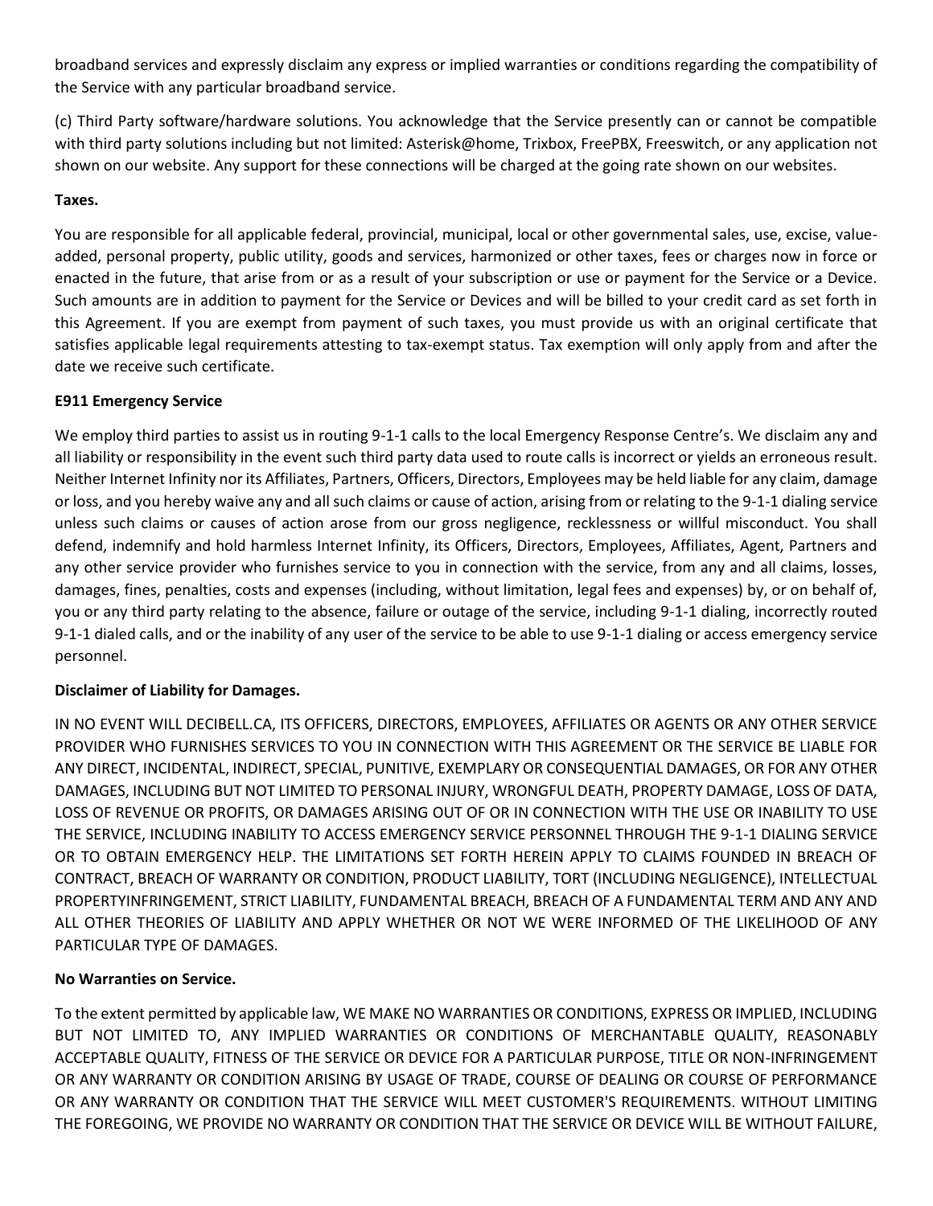broadband services and expressly disclaim any express or implied warranties or conditions regarding the compatibility of the Service with any particular broadband service.

(c) Third Party software/hardware solutions. You acknowledge that the Service presently can or cannot be compatible with third party solutions including but not limited: Asterisk@home, Trixbox, FreePBX, Freeswitch, or any application not shown on our website. Any support for these connections will be charged at the going rate shown on our websites.

**Taxes.**

You are responsible for all applicable federal, provincial, municipal, local or other governmental sales, use, excise, value-added, personal property, public utility, goods and services, harmonized or other taxes, fees or charges now in force or enacted in the future, that arise from or as a result of your subscription or use or payment for the Service or a Device. Such amounts are in addition to payment for the Service or Devices and will be billed to your credit card as set forth in this Agreement. If you are exempt from payment of such taxes, you must provide us with an original certificate that satisfies applicable legal requirements attesting to tax-exempt status. Tax exemption will only apply from and after the date we receive such certificate.

**E911 Emergency Service**

We employ third parties to assist us in routing 9-1-1 calls to the local Emergency Response Centre's. We disclaim any and all liability or responsibility in the event such third party data used to route calls is incorrect or yields an erroneous result. Neither Internet Infinity nor its Affiliates, Partners, Officers, Directors, Employees may be held liable for any claim, damage or loss, and you hereby waive any and all such claims or cause of action, arising from or relating to the 9-1-1 dialing service unless such claims or causes of action arose from our gross negligence, recklessness or willful misconduct. You shall defend, indemnify and hold harmless Internet Infinity, its Officers, Directors, Employees, Affiliates, Agent, Partners and any other service provider who furnishes service to you in connection with the service, from any and all claims, losses, damages, fines, penalties, costs and expenses (including, without limitation, legal fees and expenses) by, or on behalf of, you or any third party relating to the absence, failure or outage of the service, including 9-1-1 dialing, incorrectly routed 9-1-1 dialed calls, and or the inability of any user of the service to be able to use 9-1-1 dialing or access emergency service personnel.

**Disclaimer of Liability for Damages.**

IN NO EVENT WILL DECIBELL.CA, ITS OFFICERS, DIRECTORS, EMPLOYEES, AFFILIATES OR AGENTS OR ANY OTHER SERVICE PROVIDER WHO FURNISHES SERVICES TO YOU IN CONNECTION WITH THIS AGREEMENT OR THE SERVICE BE LIABLE FOR ANY DIRECT, INCIDENTAL, INDIRECT, SPECIAL, PUNITIVE, EXEMPLARY OR CONSEQUENTIAL DAMAGES, OR FOR ANY OTHER DAMAGES, INCLUDING BUT NOT LIMITED TO PERSONAL INJURY, WRONGFUL DEATH, PROPERTY DAMAGE, LOSS OF DATA, LOSS OF REVENUE OR PROFITS, OR DAMAGES ARISING OUT OF OR IN CONNECTION WITH THE USE OR INABILITY TO USE THE SERVICE, INCLUDING INABILITY TO ACCESS EMERGENCY SERVICE PERSONNEL THROUGH THE 9-1-1 DIALING SERVICE OR TO OBTAIN EMERGENCY HELP. THE LIMITATIONS SET FORTH HEREIN APPLY TO CLAIMS FOUNDED IN BREACH OF CONTRACT, BREACH OF WARRANTY OR CONDITION, PRODUCT LIABILITY, TORT (INCLUDING NEGLIGENCE), INTELLECTUAL PROPERTYINFRINGEMENT, STRICT LIABILITY, FUNDAMENTAL BREACH, BREACH OF A FUNDAMENTAL TERM AND ANY AND ALL OTHER THEORIES OF LIABILITY AND APPLY WHETHER OR NOT WE WERE INFORMED OF THE LIKELIHOOD OF ANY PARTICULAR TYPE OF DAMAGES.

**No Warranties on Service.**

To the extent permitted by applicable law, WE MAKE NO WARRANTIES OR CONDITIONS, EXPRESS OR IMPLIED, INCLUDING BUT NOT LIMITED TO, ANY IMPLIED WARRANTIES OR CONDITIONS OF MERCHANTABLE QUALITY, REASONABLY ACCEPTABLE QUALITY, FITNESS OF THE SERVICE OR DEVICE FOR A PARTICULAR PURPOSE, TITLE OR NON-INFRINGEMENT OR ANY WARRANTY OR CONDITION ARISING BY USAGE OF TRADE, COURSE OF DEALING OR COURSE OF PERFORMANCE OR ANY WARRANTY OR CONDITION THAT THE SERVICE WILL MEET CUSTOMER'S REQUIREMENTS. WITHOUT LIMITING THE FOREGOING, WE PROVIDE NO WARRANTY OR CONDITION THAT THE SERVICE OR DEVICE WILL BE WITHOUT FAILURE,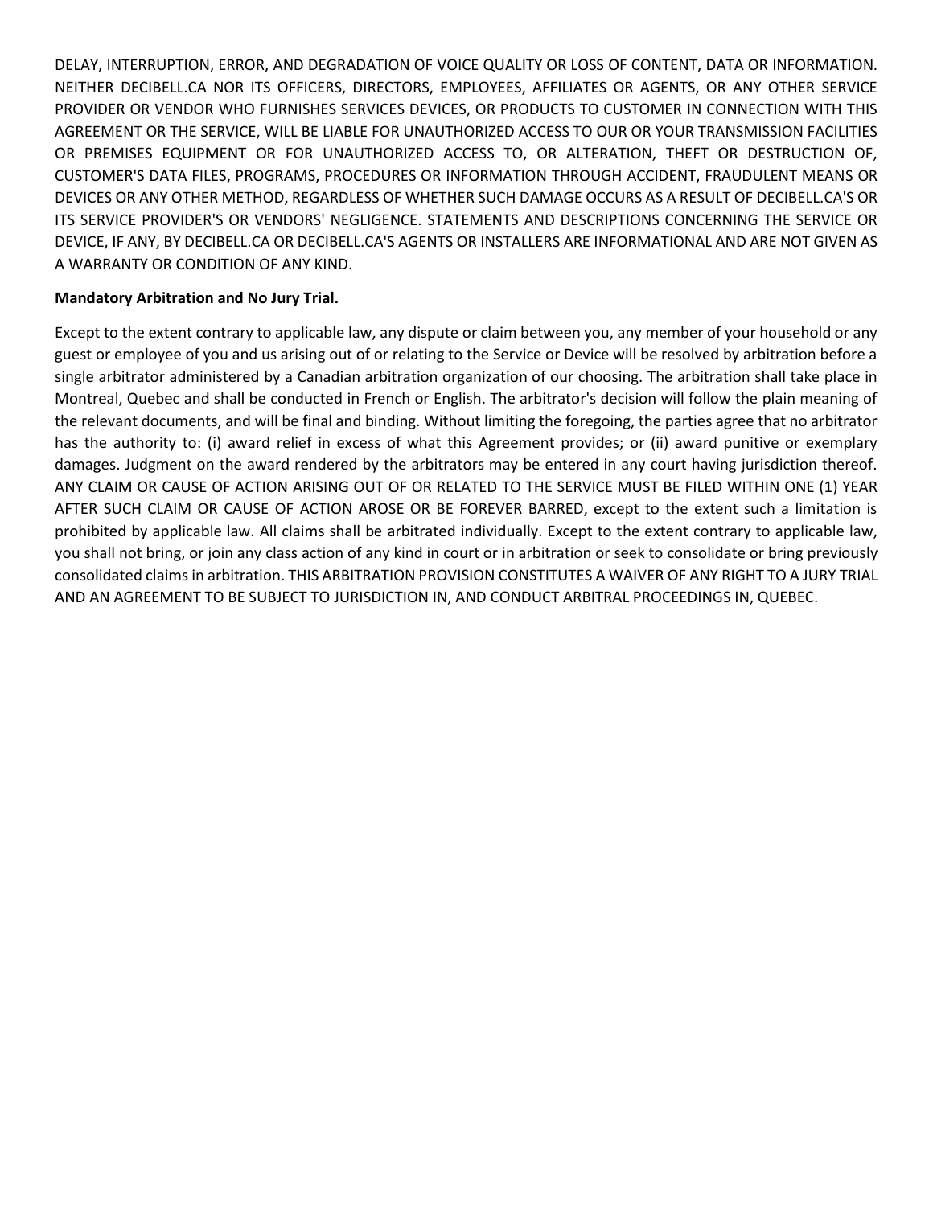DELAY, INTERRUPTION, ERROR, AND DEGRADATION OF VOICE QUALITY OR LOSS OF CONTENT, DATA OR INFORMATION. NEITHER DECIBELL.CA NOR ITS OFFICERS, DIRECTORS, EMPLOYEES, AFFILIATES OR AGENTS, OR ANY OTHER SERVICE PROVIDER OR VENDOR WHO FURNISHES SERVICES DEVICES, OR PRODUCTS TO CUSTOMER IN CONNECTION WITH THIS AGREEMENT OR THE SERVICE, WILL BE LIABLE FOR UNAUTHORIZED ACCESS TO OUR OR YOUR TRANSMISSION FACILITIES OR PREMISES EQUIPMENT OR FOR UNAUTHORIZED ACCESS TO, OR ALTERATION, THEFT OR DESTRUCTION OF, CUSTOMER'S DATA FILES, PROGRAMS, PROCEDURES OR INFORMATION THROUGH ACCIDENT, FRAUDULENT MEANS OR DEVICES OR ANY OTHER METHOD, REGARDLESS OF WHETHER SUCH DAMAGE OCCURS AS A RESULT OF DECIBELL.CA'S OR ITS SERVICE PROVIDER'S OR VENDORS' NEGLIGENCE. STATEMENTS AND DESCRIPTIONS CONCERNING THE SERVICE OR DEVICE, IF ANY, BY DECIBELL.CA OR DECIBELL.CA'S AGENTS OR INSTALLERS ARE INFORMATIONAL AND ARE NOT GIVEN AS A WARRANTY OR CONDITION OF ANY KIND.

**Mandatory Arbitration and No Jury Trial.**

Except to the extent contrary to applicable law, any dispute or claim between you, any member of your household or any guest or employee of you and us arising out of or relating to the Service or Device will be resolved by arbitration before a single arbitrator administered by a Canadian arbitration organization of our choosing. The arbitration shall take place in Montreal, Quebec and shall be conducted in French or English. The arbitrator's decision will follow the plain meaning of the relevant documents, and will be final and binding. Without limiting the foregoing, the parties agree that no arbitrator has the authority to: (i) award relief in excess of what this Agreement provides; or (ii) award punitive or exemplary damages. Judgment on the award rendered by the arbitrators may be entered in any court having jurisdiction thereof. ANY CLAIM OR CAUSE OF ACTION ARISING OUT OF OR RELATED TO THE SERVICE MUST BE FILED WITHIN ONE (1) YEAR AFTER SUCH CLAIM OR CAUSE OF ACTION AROSE OR BE FOREVER BARRED, except to the extent such a limitation is prohibited by applicable law. All claims shall be arbitrated individually. Except to the extent contrary to applicable law, you shall not bring, or join any class action of any kind in court or in arbitration or seek to consolidate or bring previously consolidated claims in arbitration. THIS ARBITRATION PROVISION CONSTITUTES A WAIVER OF ANY RIGHT TO A JURY TRIAL AND AN AGREEMENT TO BE SUBJECT TO JURISDICTION IN, AND CONDUCT ARBITRAL PROCEEDINGS IN, QUEBEC.